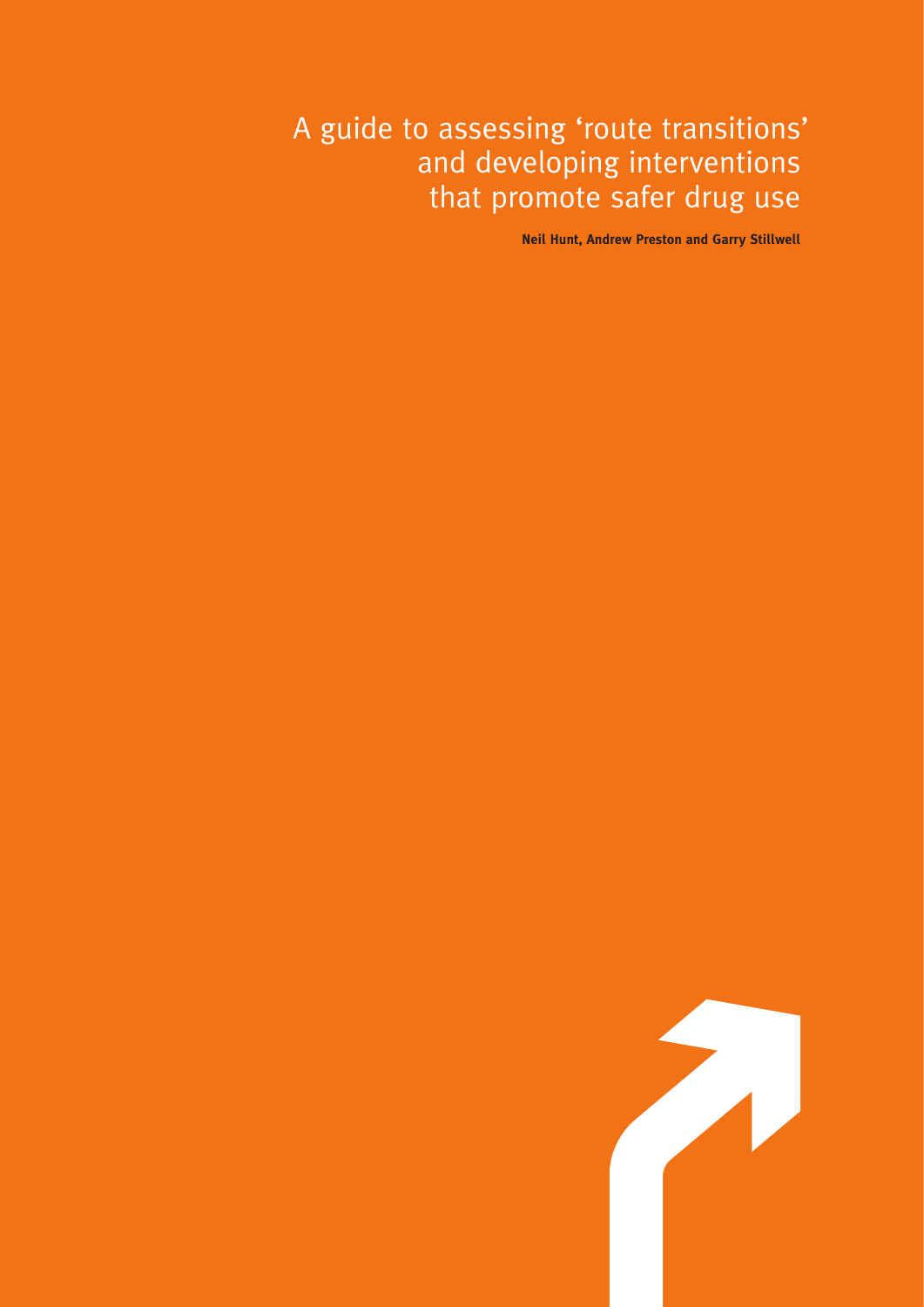# A guide to assessing 'route transitions' and developing interventions that promote safer drug use

**Neil Hunt, Andrew Preston and Garry Stillwell**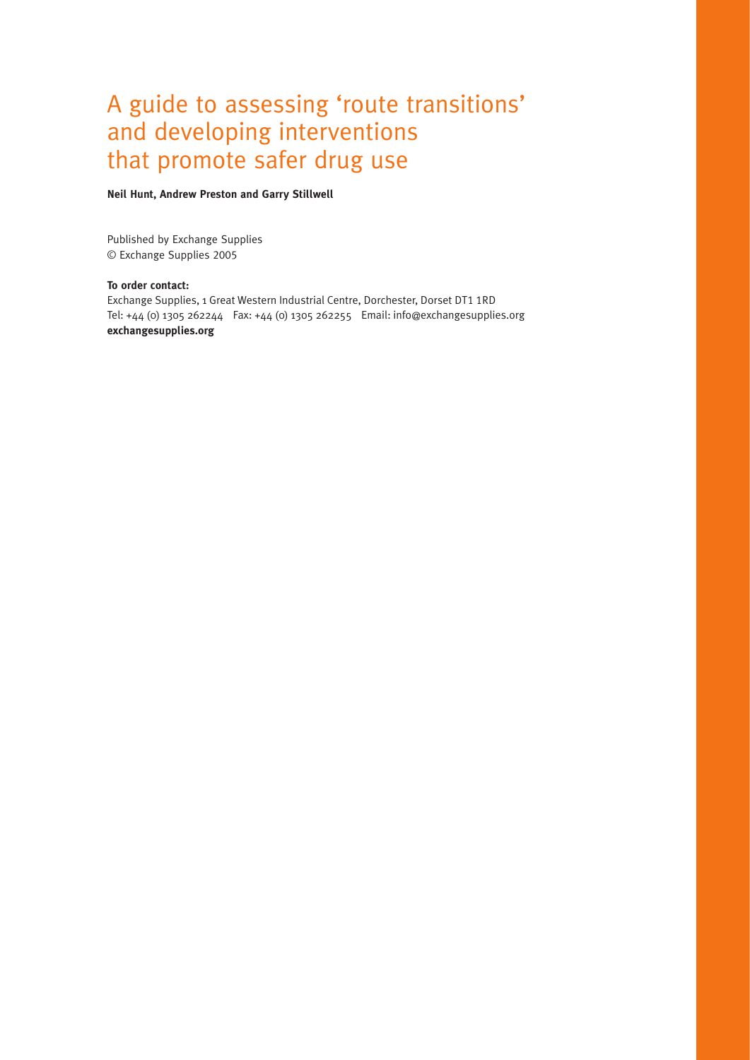# A guide to assessing 'route transitions' and developing interventions that promote safer drug use

**Neil Hunt, Andrew Preston and Garry Stillwell**

Published by Exchange Supplies
© Exchange Supplies 2005

**To order contact:**
Exchange Supplies, 1 Great Western Industrial Centre, Dorchester, Dorset DT1 1RD
Tel: +44 (0) 1305 262244 Fax: +44 (0) 1305 262255 Email: info@exchangesupplies.org
**exchangesupplies.org**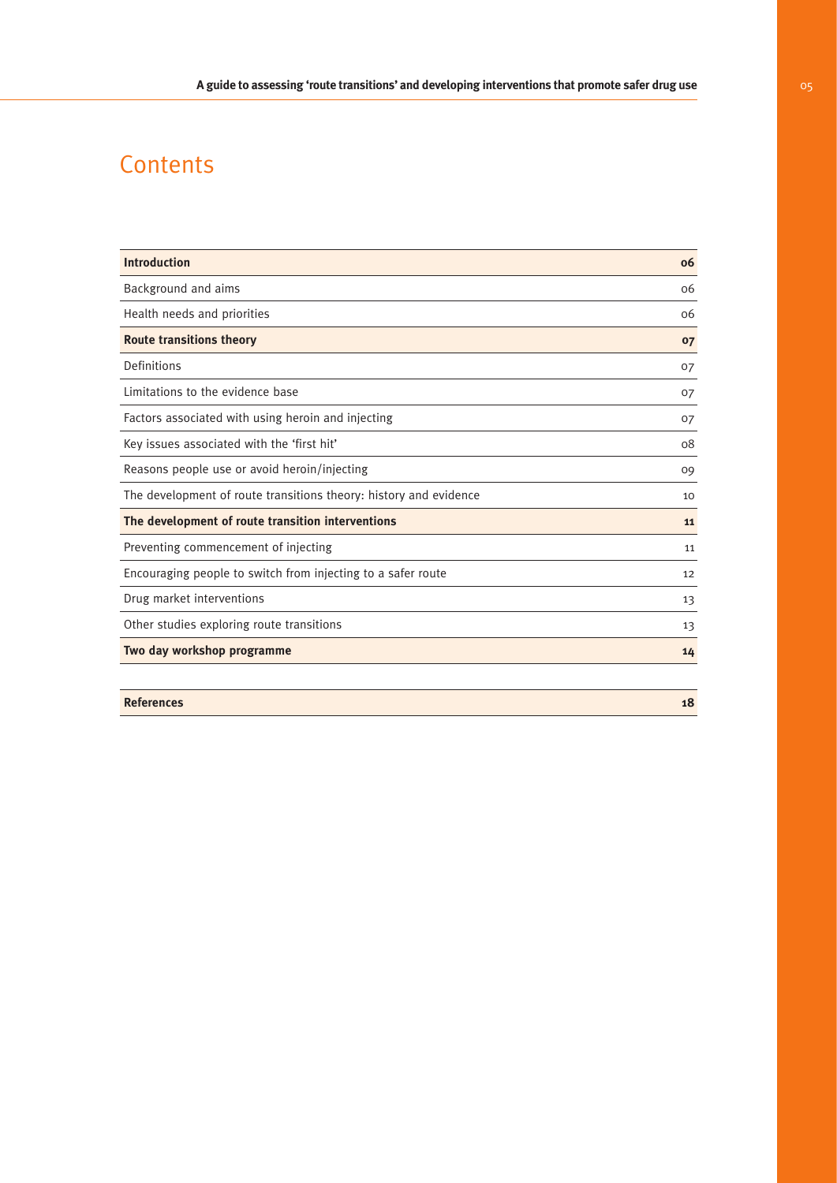# Contents

| | |
|---|---|
| **Introduction** | **06** |
| Background and aims | 06 |
| Health needs and priorities | 06 |
| **Route transitions theory** | **07** |
| Definitions | 07 |
| Limitations to the evidence base | 07 |
| Factors associated with using heroin and injecting | 07 |
| Key issues associated with the 'first hit' | 08 |
| Reasons people use or avoid heroin/injecting | 09 |
| The development of route transitions theory: history and evidence | 10 |
| **The development of route transition interventions** | **11** |
| Preventing commencement of injecting | 11 |
| Encouraging people to switch from injecting to a safer route | 12 |
| Drug market interventions | 13 |
| Other studies exploring route transitions | 13 |
| **Two day workshop programme** | **14** |
| **References** | **18** |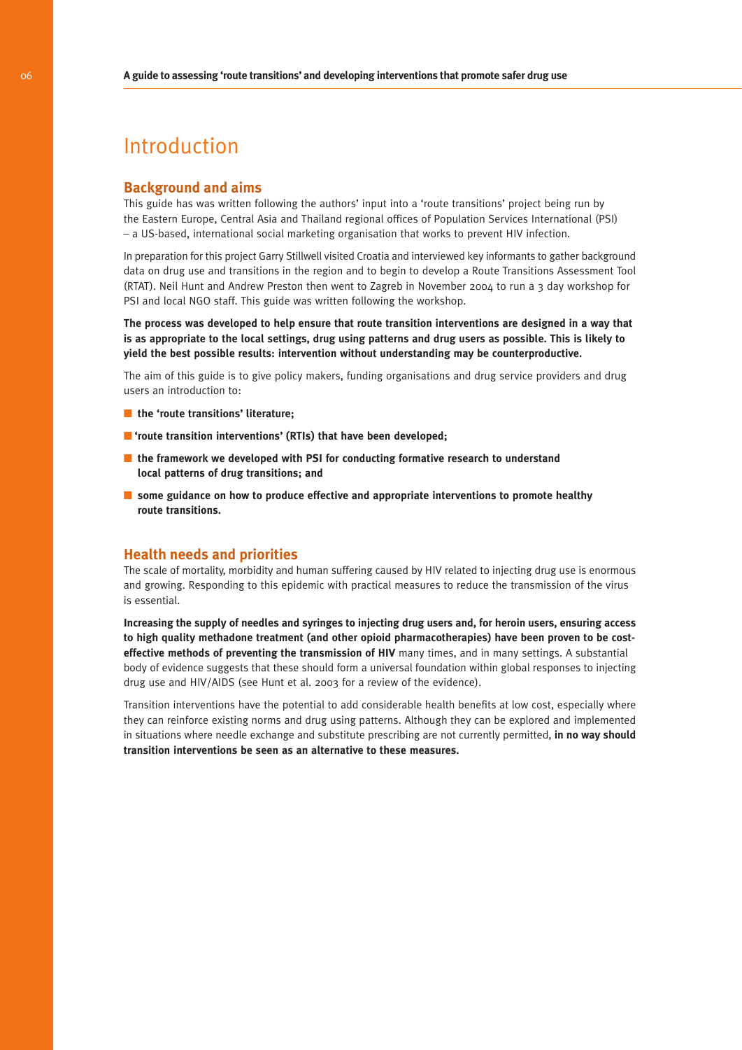# Introduction

## Background and aims

This guide has was written following the authors' input into a 'route transitions' project being run by the Eastern Europe, Central Asia and Thailand regional offices of Population Services International (PSI) – a US-based, international social marketing organisation that works to prevent HIV infection.

In preparation for this project Garry Stillwell visited Croatia and interviewed key informants to gather background data on drug use and transitions in the region and to begin to develop a Route Transitions Assessment Tool (RTAT). Neil Hunt and Andrew Preston then went to Zagreb in November 2004 to run a 3 day workshop for PSI and local NGO staff. This guide was written following the workshop.

**The process was developed to help ensure that route transition interventions are designed in a way that is as appropriate to the local settings, drug using patterns and drug users as possible. This is likely to yield the best possible results: intervention without understanding may be counterproductive.**

The aim of this guide is to give policy makers, funding organisations and drug service providers and drug users an introduction to:

- **the 'route transitions' literature;**
- **'route transition interventions' (RTIs) that have been developed;**
- **the framework we developed with PSI for conducting formative research to understand local patterns of drug transitions; and**
- **some guidance on how to produce effective and appropriate interventions to promote healthy route transitions.**

## Health needs and priorities

The scale of mortality, morbidity and human suffering caused by HIV related to injecting drug use is enormous and growing. Responding to this epidemic with practical measures to reduce the transmission of the virus is essential.

**Increasing the supply of needles and syringes to injecting drug users and, for heroin users, ensuring access to high quality methadone treatment (and other opioid pharmacotherapies) have been proven to be cost-effective methods of preventing the transmission of HIV** many times, and in many settings. A substantial body of evidence suggests that these should form a universal foundation within global responses to injecting drug use and HIV/AIDS (see Hunt et al. 2003 for a review of the evidence).

Transition interventions have the potential to add considerable health benefits at low cost, especially where they can reinforce existing norms and drug using patterns. Although they can be explored and implemented in situations where needle exchange and substitute prescribing are not currently permitted, **in no way should transition interventions be seen as an alternative to these measures.**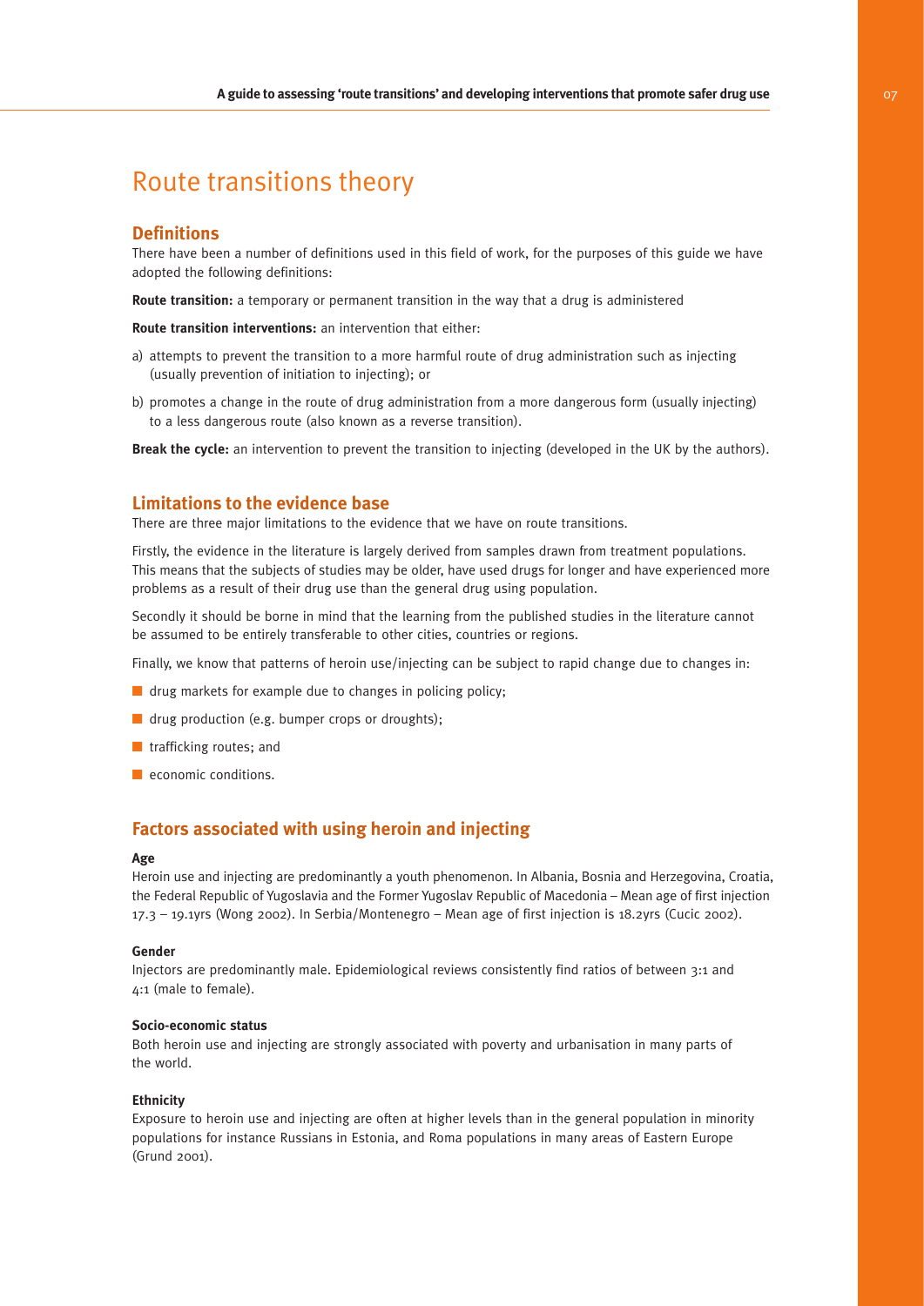# Route transitions theory

## Definitions

There have been a number of definitions used in this field of work, for the purposes of this guide we have adopted the following definitions:

**Route transition:** a temporary or permanent transition in the way that a drug is administered

**Route transition interventions:** an intervention that either:

a) attempts to prevent the transition to a more harmful route of drug administration such as injecting (usually prevention of initiation to injecting); or

b) promotes a change in the route of drug administration from a more dangerous form (usually injecting) to a less dangerous route (also known as a reverse transition).

**Break the cycle:** an intervention to prevent the transition to injecting (developed in the UK by the authors).

## Limitations to the evidence base

There are three major limitations to the evidence that we have on route transitions.

Firstly, the evidence in the literature is largely derived from samples drawn from treatment populations. This means that the subjects of studies may be older, have used drugs for longer and have experienced more problems as a result of their drug use than the general drug using population.

Secondly it should be borne in mind that the learning from the published studies in the literature cannot be assumed to be entirely transferable to other cities, countries or regions.

Finally, we know that patterns of heroin use/injecting can be subject to rapid change due to changes in:

- drug markets for example due to changes in policing policy;
- drug production (e.g. bumper crops or droughts);
- trafficking routes; and
- economic conditions.

## Factors associated with using heroin and injecting

### Age

Heroin use and injecting are predominantly a youth phenomenon. In Albania, Bosnia and Herzegovina, Croatia, the Federal Republic of Yugoslavia and the Former Yugoslav Republic of Macedonia – Mean age of first injection 17.3 – 19.1yrs (Wong 2002). In Serbia/Montenegro – Mean age of first injection is 18.2yrs (Cucic 2002).

### Gender

Injectors are predominantly male. Epidemiological reviews consistently find ratios of between 3:1 and 4:1 (male to female).

### Socio-economic status

Both heroin use and injecting are strongly associated with poverty and urbanisation in many parts of the world.

### Ethnicity

Exposure to heroin use and injecting are often at higher levels than in the general population in minority populations for instance Russians in Estonia, and Roma populations in many areas of Eastern Europe (Grund 2001).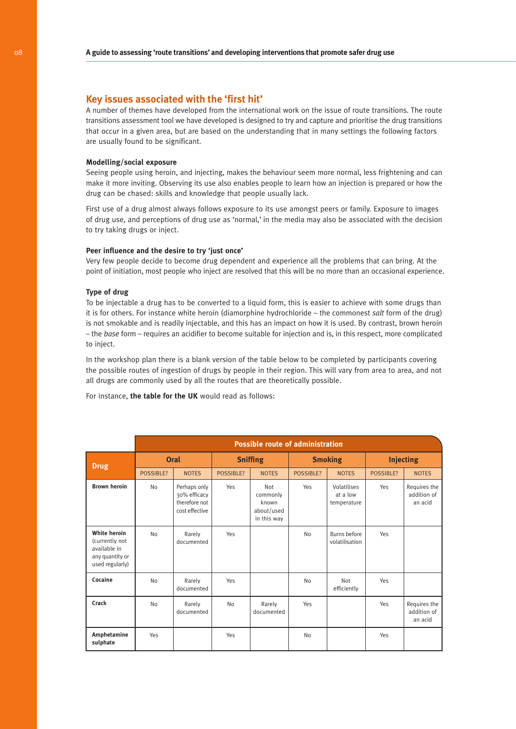## Key issues associated with the 'first hit'

A number of themes have developed from the international work on the issue of route transitions. The route transitions assessment tool we have developed is designed to try and capture and prioritise the drug transitions that occur in a given area, but are based on the understanding that in many settings the following factors are usually found to be significant.

### Modelling/social exposure

Seeing people using heroin, and injecting, makes the behaviour seem more normal, less frightening and can make it more inviting. Observing its use also enables people to learn how an injection is prepared or how the drug can be chased: skills and knowledge that people usually lack.

First use of a drug almost always follows exposure to its use amongst peers or family. Exposure to images of drug use, and perceptions of drug use as 'normal,' in the media may also be associated with the decision to try taking drugs or inject.

### Peer influence and the desire to try 'just once'

Very few people decide to become drug dependent and experience all the problems that can bring. At the point of initiation, most people who inject are resolved that this will be no more than an occasional experience.

### Type of drug

To be injectable a drug has to be converted to a liquid form, this is easier to achieve with some drugs than it is for others. For instance white heroin (diamorphine hydrochloride – the commonest *salt* form of the drug) is not smokable and is readily injectable, and this has an impact on how it is used. By contrast, brown heroin – the *base* form – requires an acidifier to become suitable for injection and is, in this respect, more complicated to inject.

In the workshop plan there is a blank version of the table below to be completed by participants covering the possible routes of ingestion of drugs by people in their region. This will vary from area to area, and not all drugs are commonly used by all the routes that are theoretically possible.

For instance, **the table for the UK** would read as follows:

| Drug | Possible route of administration | | | | | | | |
|---|---|---|---|---|---|---|---|---|
| | Oral | | Sniffing | | Smoking | | Injecting | |
| | POSSIBLE? | NOTES | POSSIBLE? | NOTES | POSSIBLE? | NOTES | POSSIBLE? | NOTES |
| **Brown heroin** | No | Perhaps only 30% efficacy therefore not cost effective | Yes | Not commonly known about/used in this way | Yes | Volatilises at a low temperature | Yes | Requires the addition of an acid |
| **White heroin** (currently not available in any quantity or used regularly) | No | Rarely documented | Yes | | No | Burns before volatilisation | Yes | |
| **Cocaine** | No | Rarely documented | Yes | | No | Not efficiently | Yes | |
| **Crack** | No | Rarely documented | No | Rarely documented | Yes | | Yes | Requires the addition of an acid |
| **Amphetamine sulphate** | Yes | | Yes | | No | | Yes | |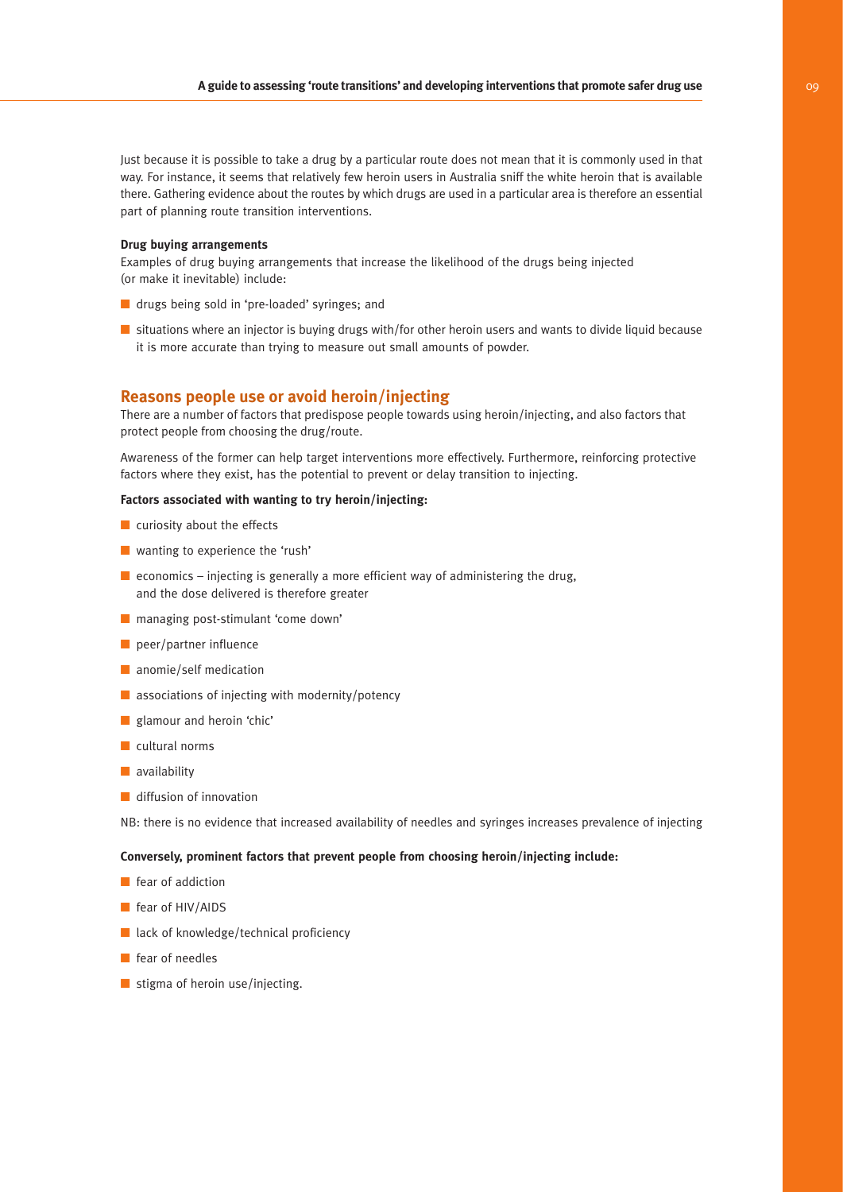Just because it is possible to take a drug by a particular route does not mean that it is commonly used in that way. For instance, it seems that relatively few heroin users in Australia sniff the white heroin that is available there. Gathering evidence about the routes by which drugs are used in a particular area is therefore an essential part of planning route transition interventions.

**Drug buying arrangements**

Examples of drug buying arrangements that increase the likelihood of the drugs being injected (or make it inevitable) include:

- drugs being sold in 'pre-loaded' syringes; and
- situations where an injector is buying drugs with/for other heroin users and wants to divide liquid because it is more accurate than trying to measure out small amounts of powder.

## Reasons people use or avoid heroin/injecting

There are a number of factors that predispose people towards using heroin/injecting, and also factors that protect people from choosing the drug/route.

Awareness of the former can help target interventions more effectively. Furthermore, reinforcing protective factors where they exist, has the potential to prevent or delay transition to injecting.

**Factors associated with wanting to try heroin/injecting:**

- curiosity about the effects
- wanting to experience the 'rush'
- economics – injecting is generally a more efficient way of administering the drug, and the dose delivered is therefore greater
- managing post-stimulant 'come down'
- peer/partner influence
- anomie/self medication
- associations of injecting with modernity/potency
- glamour and heroin 'chic'
- cultural norms
- availability
- diffusion of innovation

NB: there is no evidence that increased availability of needles and syringes increases prevalence of injecting

**Conversely, prominent factors that prevent people from choosing heroin/injecting include:**

- fear of addiction
- fear of HIV/AIDS
- lack of knowledge/technical proficiency
- fear of needles
- stigma of heroin use/injecting.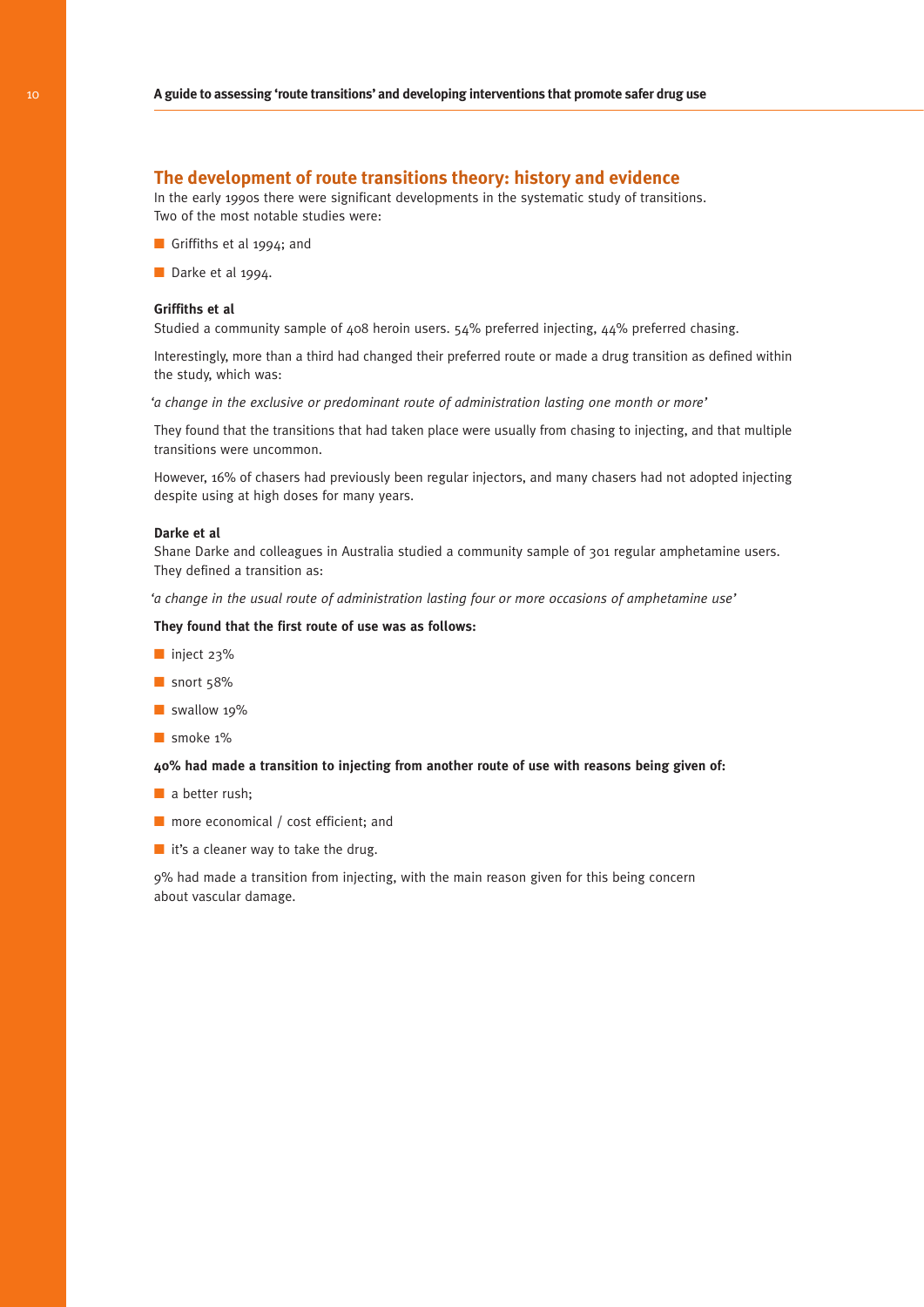## The development of route transitions theory: history and evidence

In the early 1990s there were significant developments in the systematic study of transitions. Two of the most notable studies were:

- Griffiths et al 1994; and
- Darke et al 1994.

**Griffiths et al**

Studied a community sample of 408 heroin users. 54% preferred injecting, 44% preferred chasing.

Interestingly, more than a third had changed their preferred route or made a drug transition as defined within the study, which was:

*'a change in the exclusive or predominant route of administration lasting one month or more'*

They found that the transitions that had taken place were usually from chasing to injecting, and that multiple transitions were uncommon.

However, 16% of chasers had previously been regular injectors, and many chasers had not adopted injecting despite using at high doses for many years.

**Darke et al**

Shane Darke and colleagues in Australia studied a community sample of 301 regular amphetamine users. They defined a transition as:

*'a change in the usual route of administration lasting four or more occasions of amphetamine use'*

**They found that the first route of use was as follows:**

- inject 23%
- snort 58%
- swallow 19%
- smoke 1%

**40% had made a transition to injecting from another route of use with reasons being given of:**

- a better rush;
- more economical / cost efficient; and
- it's a cleaner way to take the drug.

9% had made a transition from injecting, with the main reason given for this being concern about vascular damage.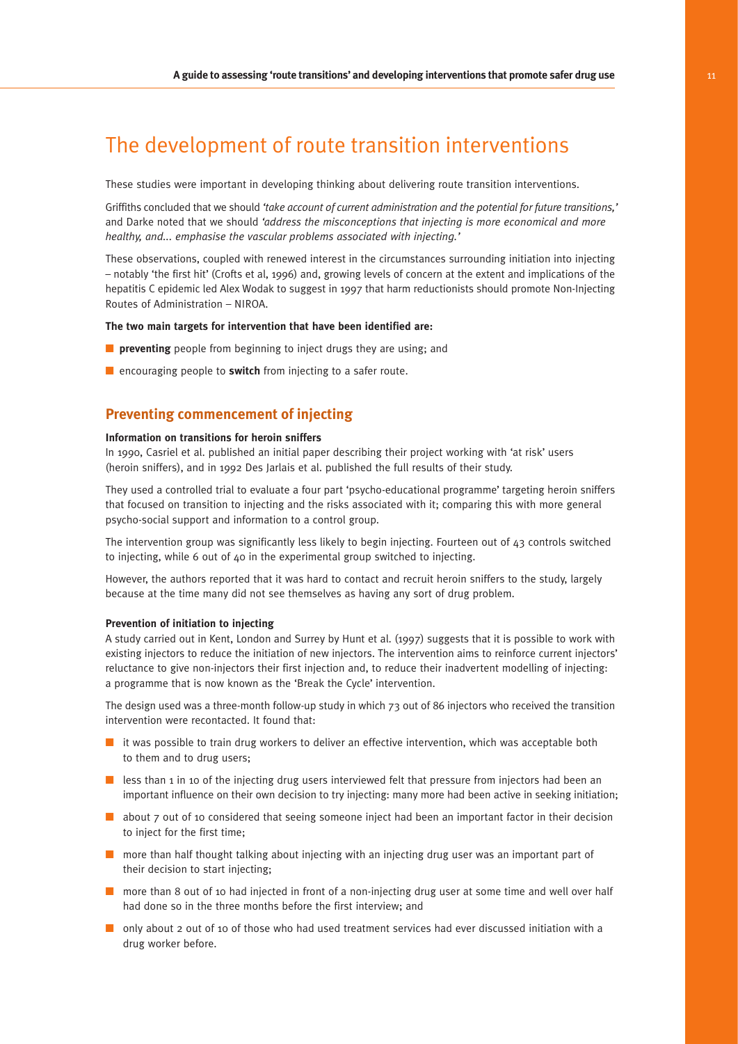# The development of route transition interventions

These studies were important in developing thinking about delivering route transition interventions.

Griffiths concluded that we should *'take account of current administration and the potential for future transitions,'* and Darke noted that we should *'address the misconceptions that injecting is more economical and more healthy, and... emphasise the vascular problems associated with injecting.'*

These observations, coupled with renewed interest in the circumstances surrounding initiation into injecting – notably 'the first hit' (Crofts et al, 1996) and, growing levels of concern at the extent and implications of the hepatitis C epidemic led Alex Wodak to suggest in 1997 that harm reductionists should promote Non-Injecting Routes of Administration – NIROA.

**The two main targets for intervention that have been identified are:**

- **preventing** people from beginning to inject drugs they are using; and
- encouraging people to **switch** from injecting to a safer route.

## Preventing commencement of injecting

### Information on transitions for heroin sniffers

In 1990, Casriel et al. published an initial paper describing their project working with 'at risk' users (heroin sniffers), and in 1992 Des Jarlais et al. published the full results of their study.

They used a controlled trial to evaluate a four part 'psycho-educational programme' targeting heroin sniffers that focused on transition to injecting and the risks associated with it; comparing this with more general psycho-social support and information to a control group.

The intervention group was significantly less likely to begin injecting. Fourteen out of 43 controls switched to injecting, while 6 out of 40 in the experimental group switched to injecting.

However, the authors reported that it was hard to contact and recruit heroin sniffers to the study, largely because at the time many did not see themselves as having any sort of drug problem.

### Prevention of initiation to injecting

A study carried out in Kent, London and Surrey by Hunt et al. (1997) suggests that it is possible to work with existing injectors to reduce the initiation of new injectors. The intervention aims to reinforce current injectors' reluctance to give non-injectors their first injection and, to reduce their inadvertent modelling of injecting: a programme that is now known as the 'Break the Cycle' intervention.

The design used was a three-month follow-up study in which 73 out of 86 injectors who received the transition intervention were recontacted. It found that:

- it was possible to train drug workers to deliver an effective intervention, which was acceptable both to them and to drug users;
- less than 1 in 10 of the injecting drug users interviewed felt that pressure from injectors had been an important influence on their own decision to try injecting: many more had been active in seeking initiation;
- about 7 out of 10 considered that seeing someone inject had been an important factor in their decision to inject for the first time;
- more than half thought talking about injecting with an injecting drug user was an important part of their decision to start injecting;
- more than 8 out of 10 had injected in front of a non-injecting drug user at some time and well over half had done so in the three months before the first interview; and
- only about 2 out of 10 of those who had used treatment services had ever discussed initiation with a drug worker before.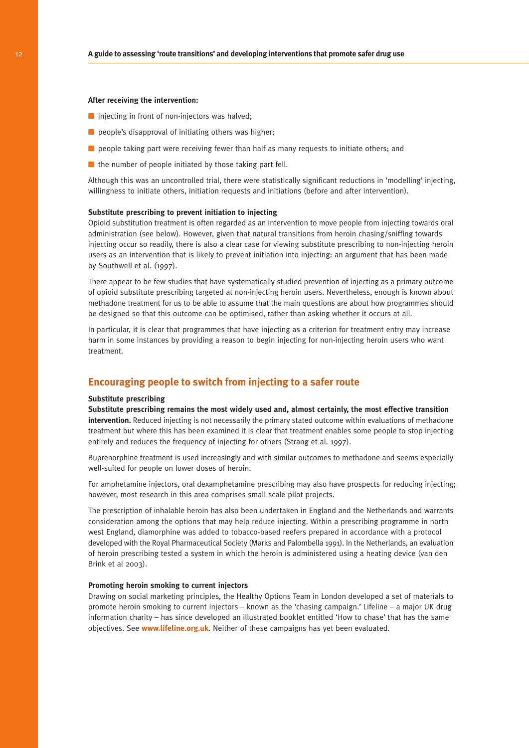**After receiving the intervention:**

- injecting in front of non-injectors was halved;
- people's disapproval of initiating others was higher;
- people taking part were receiving fewer than half as many requests to initiate others; and
- the number of people initiated by those taking part fell.

Although this was an uncontrolled trial, there were statistically significant reductions in 'modelling' injecting, willingness to initiate others, initiation requests and initiations (before and after intervention).

**Substitute prescribing to prevent initiation to injecting**

Opioid substitution treatment is often regarded as an intervention to move people from injecting towards oral administration (see below). However, given that natural transitions from heroin chasing/sniffing towards injecting occur so readily, there is also a clear case for viewing substitute prescribing to non-injecting heroin users as an intervention that is likely to prevent initiation into injecting: an argument that has been made by Southwell et al. (1997).

There appear to be few studies that have systematically studied prevention of injecting as a primary outcome of opioid substitute prescribing targeted at non-injecting heroin users. Nevertheless, enough is known about methadone treatment for us to be able to assume that the main questions are about how programmes should be designed so that this outcome can be optimised, rather than asking whether it occurs at all.

In particular, it is clear that programmes that have injecting as a criterion for treatment entry may increase harm in some instances by providing a reason to begin injecting for non-injecting heroin users who want treatment.

## Encouraging people to switch from injecting to a safer route

**Substitute prescribing**

**Substitute prescribing remains the most widely used and, almost certainly, the most effective transition intervention.** Reduced injecting is not necessarily the primary stated outcome within evaluations of methadone treatment but where this has been examined it is clear that treatment enables some people to stop injecting entirely and reduces the frequency of injecting for others (Strang et al. 1997).

Buprenorphine treatment is used increasingly and with similar outcomes to methadone and seems especially well-suited for people on lower doses of heroin.

For amphetamine injectors, oral dexamphetamine prescribing may also have prospects for reducing injecting; however, most research in this area comprises small scale pilot projects.

The prescription of inhalable heroin has also been undertaken in England and the Netherlands and warrants consideration among the options that may help reduce injecting. Within a prescribing programme in north west England, diamorphine was added to tobacco-based reefers prepared in accordance with a protocol developed with the Royal Pharmaceutical Society (Marks and Palombella 1991). In the Netherlands, an evaluation of heroin prescribing tested a system in which the heroin is administered using a heating device (van den Brink et al 2003).

**Promoting heroin smoking to current injectors**

Drawing on social marketing principles, the Healthy Options Team in London developed a set of materials to promote heroin smoking to current injectors – known as the 'chasing campaign.' Lifeline – a major UK drug information charity – has since developed an illustrated booklet entitled 'How to chase' that has the same objectives. See **www.lifeline.org.uk**. Neither of these campaigns has yet been evaluated.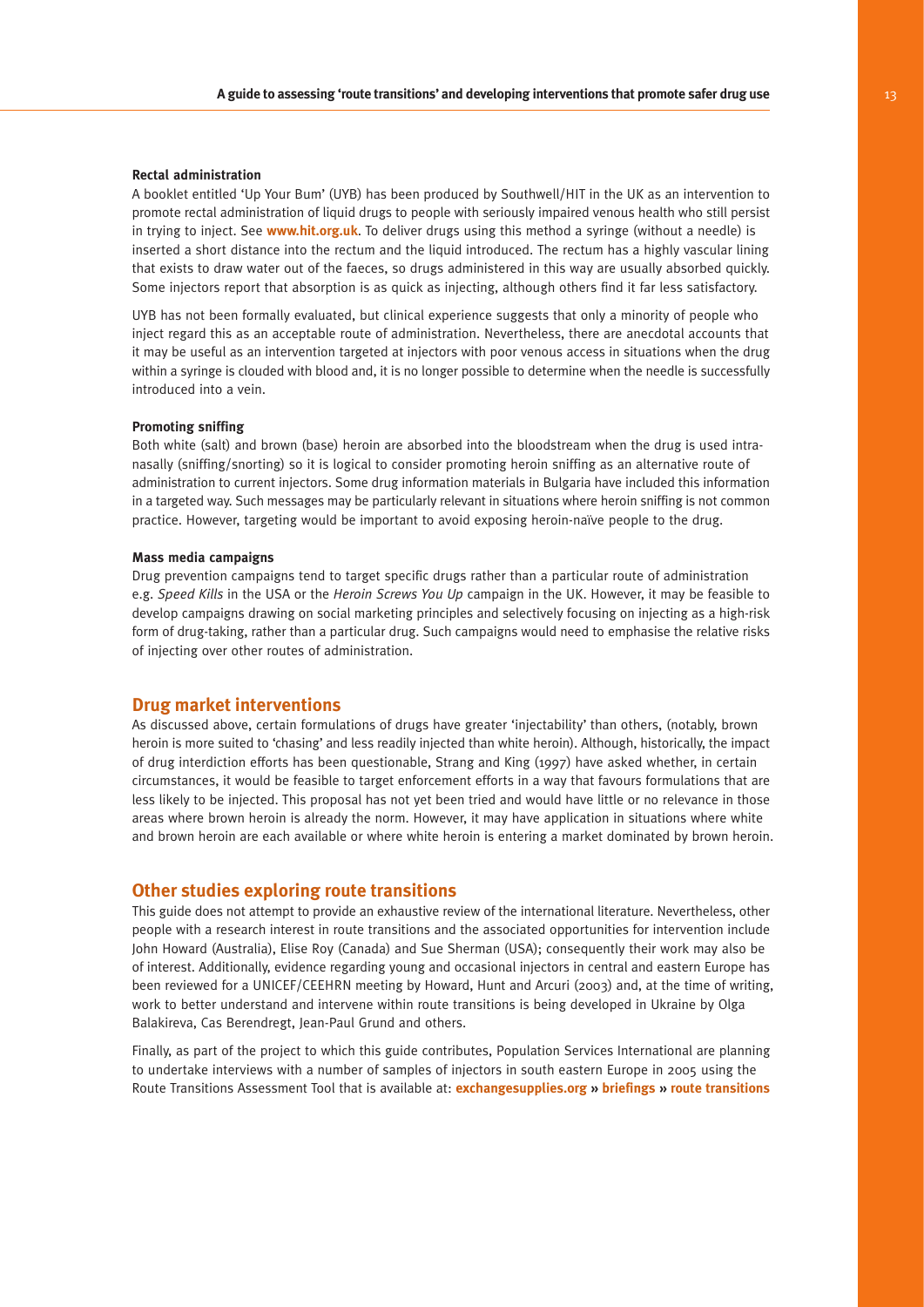### Rectal administration

A booklet entitled 'Up Your Bum' (UYB) has been produced by Southwell/HIT in the UK as an intervention to promote rectal administration of liquid drugs to people with seriously impaired venous health who still persist in trying to inject. See **www.hit.org.uk**. To deliver drugs using this method a syringe (without a needle) is inserted a short distance into the rectum and the liquid introduced. The rectum has a highly vascular lining that exists to draw water out of the faeces, so drugs administered in this way are usually absorbed quickly. Some injectors report that absorption is as quick as injecting, although others find it far less satisfactory.

UYB has not been formally evaluated, but clinical experience suggests that only a minority of people who inject regard this as an acceptable route of administration. Nevertheless, there are anecdotal accounts that it may be useful as an intervention targeted at injectors with poor venous access in situations when the drug within a syringe is clouded with blood and, it is no longer possible to determine when the needle is successfully introduced into a vein.

### Promoting sniffing

Both white (salt) and brown (base) heroin are absorbed into the bloodstream when the drug is used intra-nasally (sniffing/snorting) so it is logical to consider promoting heroin sniffing as an alternative route of administration to current injectors. Some drug information materials in Bulgaria have included this information in a targeted way. Such messages may be particularly relevant in situations where heroin sniffing is not common practice. However, targeting would be important to avoid exposing heroin-naïve people to the drug.

### Mass media campaigns

Drug prevention campaigns tend to target specific drugs rather than a particular route of administration e.g. *Speed Kills* in the USA or the *Heroin Screws You Up* campaign in the UK. However, it may be feasible to develop campaigns drawing on social marketing principles and selectively focusing on injecting as a high-risk form of drug-taking, rather than a particular drug. Such campaigns would need to emphasise the relative risks of injecting over other routes of administration.

## Drug market interventions

As discussed above, certain formulations of drugs have greater 'injectability' than others, (notably, brown heroin is more suited to 'chasing' and less readily injected than white heroin). Although, historically, the impact of drug interdiction efforts has been questionable, Strang and King (1997) have asked whether, in certain circumstances, it would be feasible to target enforcement efforts in a way that favours formulations that are less likely to be injected. This proposal has not yet been tried and would have little or no relevance in those areas where brown heroin is already the norm. However, it may have application in situations where white and brown heroin are each available or where white heroin is entering a market dominated by brown heroin.

## Other studies exploring route transitions

This guide does not attempt to provide an exhaustive review of the international literature. Nevertheless, other people with a research interest in route transitions and the associated opportunities for intervention include John Howard (Australia), Elise Roy (Canada) and Sue Sherman (USA); consequently their work may also be of interest. Additionally, evidence regarding young and occasional injectors in central and eastern Europe has been reviewed for a UNICEF/CEEHRN meeting by Howard, Hunt and Arcuri (2003) and, at the time of writing, work to better understand and intervene within route transitions is being developed in Ukraine by Olga Balakireva, Cas Berendregt, Jean-Paul Grund and others.

Finally, as part of the project to which this guide contributes, Population Services International are planning to undertake interviews with a number of samples of injectors in south eastern Europe in 2005 using the Route Transitions Assessment Tool that is available at: **exchangesupplies.org » briefings » route transitions**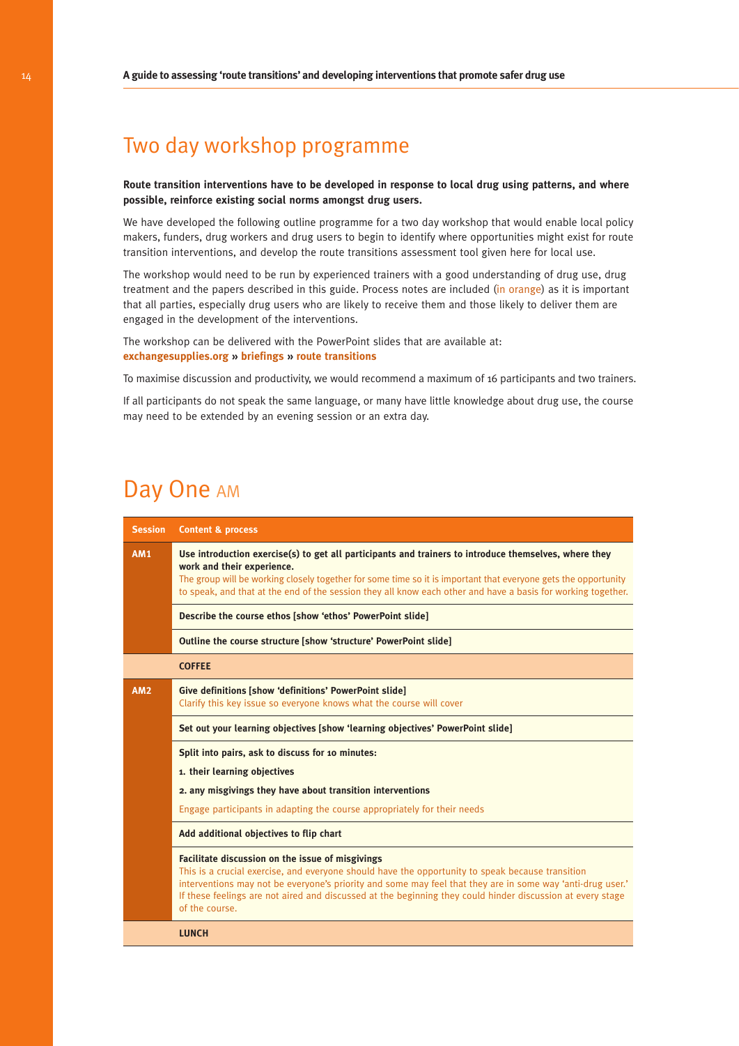# Two day workshop programme

**Route transition interventions have to be developed in response to local drug using patterns, and where possible, reinforce existing social norms amongst drug users.**

We have developed the following outline programme for a two day workshop that would enable local policy makers, funders, drug workers and drug users to begin to identify where opportunities might exist for route transition interventions, and develop the route transitions assessment tool given here for local use.

The workshop would need to be run by experienced trainers with a good understanding of drug use, drug treatment and the papers described in this guide. Process notes are included (in orange) as it is important that all parties, especially drug users who are likely to receive them and those likely to deliver them are engaged in the development of the interventions.

The workshop can be delivered with the PowerPoint slides that are available at:
**exchangesupplies.org » briefings » route transitions**

To maximise discussion and productivity, we would recommend a maximum of 16 participants and two trainers.

If all participants do not speak the same language, or many have little knowledge about drug use, the course may need to be extended by an evening session or an extra day.

## Day One AM

| Session | Content & process |
|---|---|
| **AM1** | **Use introduction exercise(s) to get all participants and trainers to introduce themselves, where they work and their experience.** The group will be working closely together for some time so it is important that everyone gets the opportunity to speak, and that at the end of the session they all know each other and have a basis for working together. |
| | **Describe the course ethos [show 'ethos' PowerPoint slide]** |
| | **Outline the course structure [show 'structure' PowerPoint slide]** |
| | **COFFEE** |
| **AM2** | **Give definitions [show 'definitions' PowerPoint slide]** Clarify this key issue so everyone knows what the course will cover |
| | **Set out your learning objectives [show 'learning objectives' PowerPoint slide]** |
| | **Split into pairs, ask to discuss for 10 minutes:** **1. their learning objectives** **2. any misgivings they have about transition interventions** Engage participants in adapting the course appropriately for their needs |
| | **Add additional objectives to flip chart** |
| | **Facilitate discussion on the issue of misgivings** This is a crucial exercise, and everyone should have the opportunity to speak because transition interventions may not be everyone's priority and some may feel that they are in some way 'anti-drug user.' If these feelings are not aired and discussed at the beginning they could hinder discussion at every stage of the course. |
| | **LUNCH** |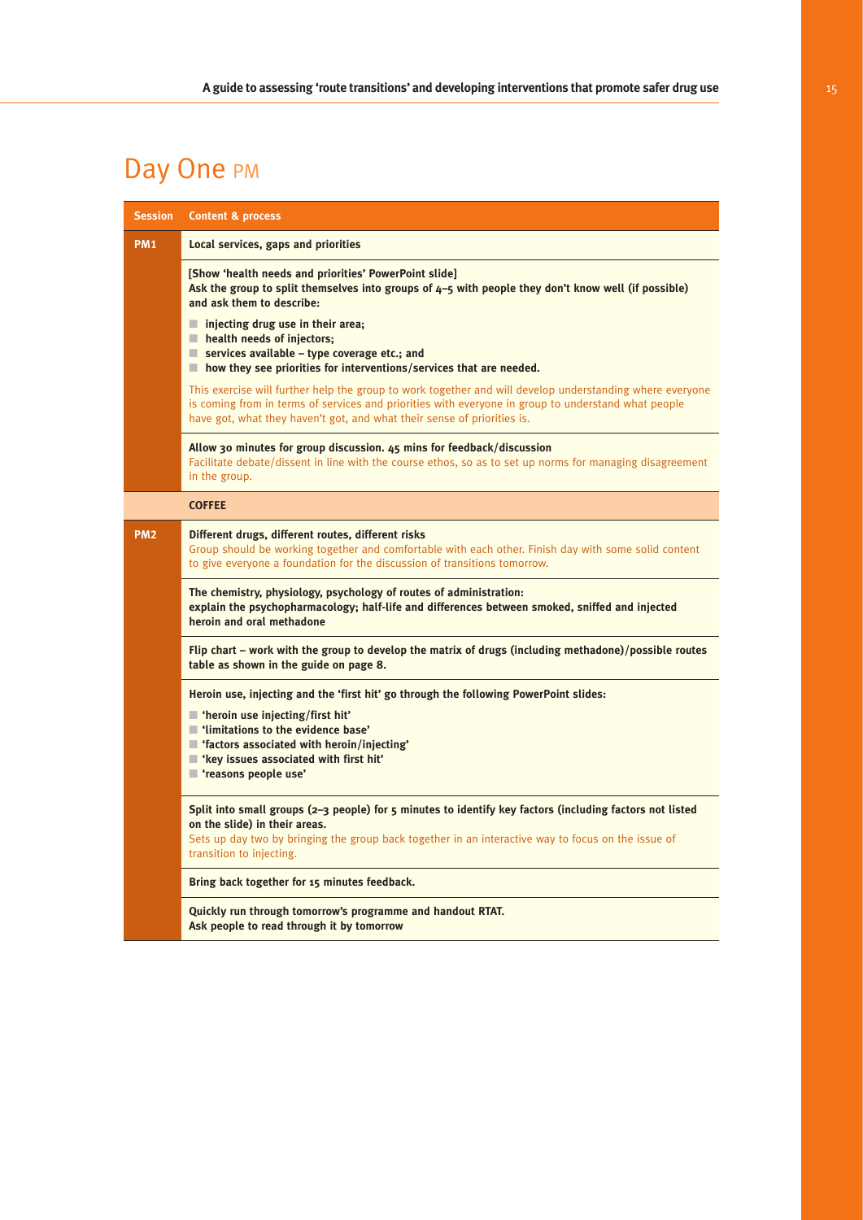# Day One PM

| Session | Content & process |
|---|---|
| **PM1** | **Local services, gaps and priorities** |
| | **[Show 'health needs and priorities' PowerPoint slide]**<br>**Ask the group to split themselves into groups of 4–5 with people they don't know well (if possible) and ask them to describe:**<br>- **injecting drug use in their area;**<br>- **health needs of injectors;**<br>- **services available – type coverage etc.; and**<br>- **how they see priorities for interventions/services that are needed.**<br><br>This exercise will further help the group to work together and will develop understanding where everyone is coming from in terms of services and priorities with everyone in group to understand what people have got, what they haven't got, and what their sense of priorities is. |
| | **Allow 30 minutes for group discussion. 45 mins for feedback/discussion**<br>Facilitate debate/dissent in line with the course ethos, so as to set up norms for managing disagreement in the group. |
| | **COFFEE** |
| **PM2** | **Different drugs, different routes, different risks**<br>Group should be working together and comfortable with each other. Finish day with some solid content to give everyone a foundation for the discussion of transitions tomorrow. |
| | **The chemistry, physiology, psychology of routes of administration:**<br>**explain the psychopharmacology; half-life and differences between smoked, sniffed and injected heroin and oral methadone** |
| | **Flip chart – work with the group to develop the matrix of drugs (including methadone)/possible routes table as shown in the guide on page 8.** |
| | **Heroin use, injecting and the 'first hit' go through the following PowerPoint slides:**<br>- **'heroin use injecting/first hit'**<br>- **'limitations to the evidence base'**<br>- **'factors associated with heroin/injecting'**<br>- **'key issues associated with first hit'**<br>- **'reasons people use'** |
| | **Split into small groups (2–3 people) for 5 minutes to identify key factors (including factors not listed on the slide) in their areas.**<br>Sets up day two by bringing the group back together in an interactive way to focus on the issue of transition to injecting. |
| | **Bring back together for 15 minutes feedback.** |
| | **Quickly run through tomorrow's programme and handout RTAT.**<br>**Ask people to read through it by tomorrow** |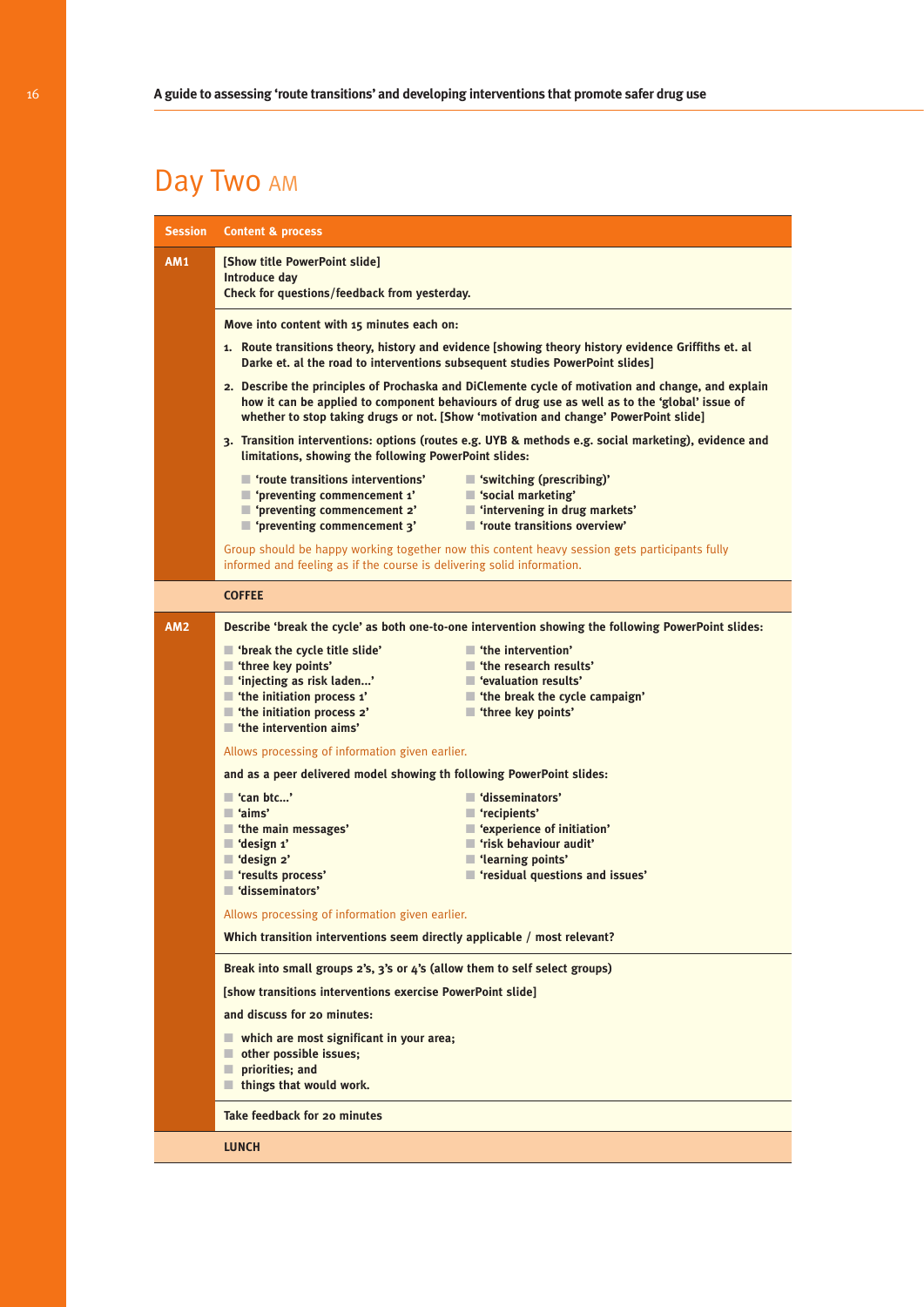# Day Two AM

| Session | Content & process |
|---|---|
| AM1 | **[Show title PowerPoint slide]**<br>**Introduce day**<br>**Check for questions/feedback from yesterday.** |
| | **Move into content with 15 minutes each on:**<br>**1. Route transitions theory, history and evidence [showing theory history evidence Griffiths et. al Darke et. al the road to interventions subsequent studies PowerPoint slides]**<br>**2. Describe the principles of Prochaska and DiClemente cycle of motivation and change, and explain how it can be applied to component behaviours of drug use as well as to the 'global' issue of whether to stop taking drugs or not. [Show 'motivation and change' PowerPoint slide]**<br>**3. Transition interventions: options (routes e.g. UYB & methods e.g. social marketing), evidence and limitations, showing the following PowerPoint slides:**<br>■ **'route transitions interventions'**<br>■ **'preventing commencement 1'**<br>■ **'preventing commencement 2'**<br>■ **'preventing commencement 3'**<br>■ **'switching (prescribing)'**<br>■ **'social marketing'**<br>■ **'intervening in drug markets'**<br>■ **'route transitions overview'**<br>Group should be happy working together now this content heavy session gets participants fully informed and feeling as if the course is delivering solid information. |
| | **COFFEE** |
| AM2 | **Describe 'break the cycle' as both one-to-one intervention showing the following PowerPoint slides:**<br>■ **'break the cycle title slide'**<br>■ **'three key points'**<br>■ **'injecting as risk laden...'**<br>■ **'the initiation process 1'**<br>■ **'the initiation process 2'**<br>■ **'the intervention aims'**<br>■ **'the intervention'**<br>■ **'the research results'**<br>■ **'evaluation results'**<br>■ **'the break the cycle campaign'**<br>■ **'three key points'**<br>Allows processing of information given earlier.<br>**and as a peer delivered model showing th following PowerPoint slides:**<br>■ **'can btc...'**<br>■ **'aims'**<br>■ **'the main messages'**<br>■ **'design 1'**<br>■ **'design 2'**<br>■ **'results process'**<br>■ **'disseminators'**<br>■ **'disseminators'**<br>■ **'recipients'**<br>■ **'experience of initiation'**<br>■ **'risk behaviour audit'**<br>■ **'learning points'**<br>■ **'residual questions and issues'**<br>Allows processing of information given earlier.<br>**Which transition interventions seem directly applicable / most relevant?** |
| | **Break into small groups 2's, 3's or 4's (allow them to self select groups)**<br>**[show transitions interventions exercise PowerPoint slide]**<br>**and discuss for 20 minutes:**<br>■ **which are most significant in your area;**<br>■ **other possible issues;**<br>■ **priorities; and**<br>■ **things that would work.** |
| | **Take feedback for 20 minutes** |
| | **LUNCH** |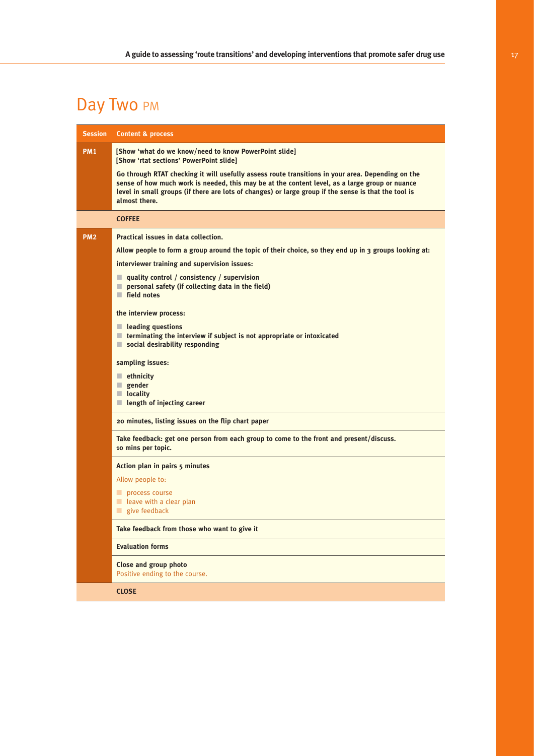# Day Two PM

| Session | Content & process |
|---|---|
| PM1 | [Show 'what do we know/need to know PowerPoint slide]<br>[Show 'rtat sections' PowerPoint slide]<br><br>Go through RTAT checking it will usefully assess route transitions in your area. Depending on the sense of how much work is needed, this may be at the content level, as a large group or nuance level in small groups (if there are lots of changes) or large group if the sense is that the tool is almost there. |
| | **COFFEE** |
| PM2 | Practical issues in data collection.<br><br>Allow people to form a group around the topic of their choice, so they end up in 3 groups looking at:<br><br>interviewer training and supervision issues:<br>- quality control / consistency / supervision<br>- personal safety (if collecting data in the field)<br>- field notes<br><br>the interview process:<br>- leading questions<br>- terminating the interview if subject is not appropriate or intoxicated<br>- social desirability responding<br><br>sampling issues:<br>- ethnicity<br>- gender<br>- locality<br>- length of injecting career |
| | 20 minutes, listing issues on the flip chart paper |
| | Take feedback: get one person from each group to come to the front and present/discuss.<br>10 mins per topic. |
| | Action plan in pairs 5 minutes<br><br>Allow people to:<br>- process course<br>- leave with a clear plan<br>- give feedback |
| | Take feedback from those who want to give it |
| | Evaluation forms |
| | Close and group photo<br>Positive ending to the course. |
| | **CLOSE** |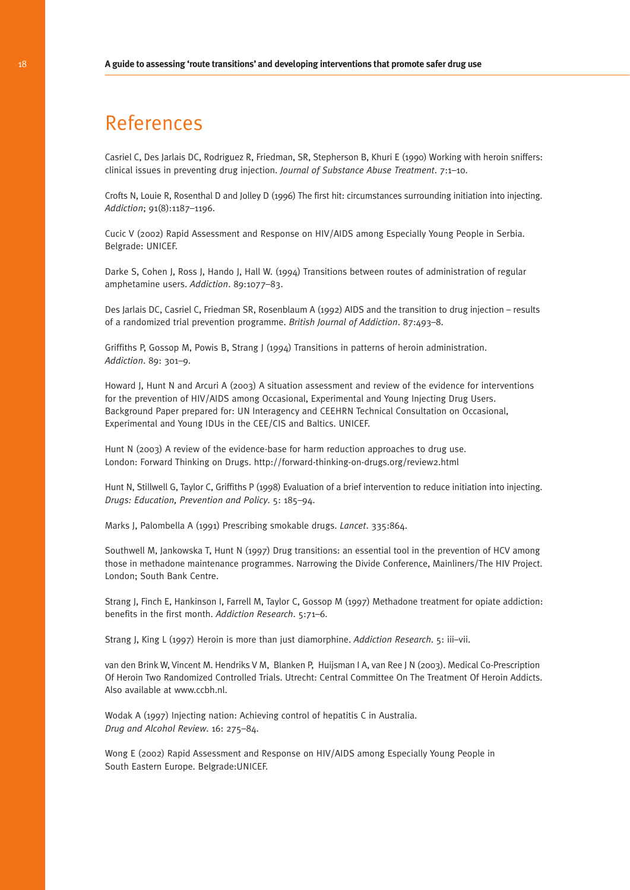# References

Casriel C, Des Jarlais DC, Rodriguez R, Friedman, SR, Stepherson B, Khuri E (1990) Working with heroin sniffers: clinical issues in preventing drug injection. *Journal of Substance Abuse Treatment*. 7:1–10.

Crofts N, Louie R, Rosenthal D and Jolley D (1996) The first hit: circumstances surrounding initiation into injecting. *Addiction*; 91(8):1187–1196.

Cucic V (2002) Rapid Assessment and Response on HIV/AIDS among Especially Young People in Serbia. Belgrade: UNICEF.

Darke S, Cohen J, Ross J, Hando J, Hall W. (1994) Transitions between routes of administration of regular amphetamine users. *Addiction*. 89:1077–83.

Des Jarlais DC, Casriel C, Friedman SR, Rosenblaum A (1992) AIDS and the transition to drug injection – results of a randomized trial prevention programme. *British Journal of Addiction*. 87:493–8.

Griffiths P, Gossop M, Powis B, Strang J (1994) Transitions in patterns of heroin administration. *Addiction*. 89: 301–9.

Howard J, Hunt N and Arcuri A (2003) A situation assessment and review of the evidence for interventions for the prevention of HIV/AIDS among Occasional, Experimental and Young Injecting Drug Users. Background Paper prepared for: UN Interagency and CEEHRN Technical Consultation on Occasional, Experimental and Young IDUs in the CEE/CIS and Baltics. UNICEF.

Hunt N (2003) A review of the evidence-base for harm reduction approaches to drug use. London: Forward Thinking on Drugs. http://forward-thinking-on-drugs.org/review2.html

Hunt N, Stillwell G, Taylor C, Griffiths P (1998) Evaluation of a brief intervention to reduce initiation into injecting. *Drugs: Education, Prevention and Policy*. 5: 185–94.

Marks J, Palombella A (1991) Prescribing smokable drugs. *Lancet*. 335:864.

Southwell M, Jankowska T, Hunt N (1997) Drug transitions: an essential tool in the prevention of HCV among those in methadone maintenance programmes. Narrowing the Divide Conference, Mainliners/The HIV Project. London; South Bank Centre.

Strang J, Finch E, Hankinson I, Farrell M, Taylor C, Gossop M (1997) Methadone treatment for opiate addiction: benefits in the first month. *Addiction Research*. 5:71–6.

Strang J, King L (1997) Heroin is more than just diamorphine. *Addiction Research*. 5: iii–vii.

van den Brink W, Vincent M. Hendriks V M, Blanken P, Huijsman I A, van Ree J N (2003). Medical Co-Prescription Of Heroin Two Randomized Controlled Trials. Utrecht: Central Committee On The Treatment Of Heroin Addicts. Also available at www.ccbh.nl.

Wodak A (1997) Injecting nation: Achieving control of hepatitis C in Australia. *Drug and Alcohol Review*. 16: 275–84.

Wong E (2002) Rapid Assessment and Response on HIV/AIDS among Especially Young People in South Eastern Europe. Belgrade:UNICEF.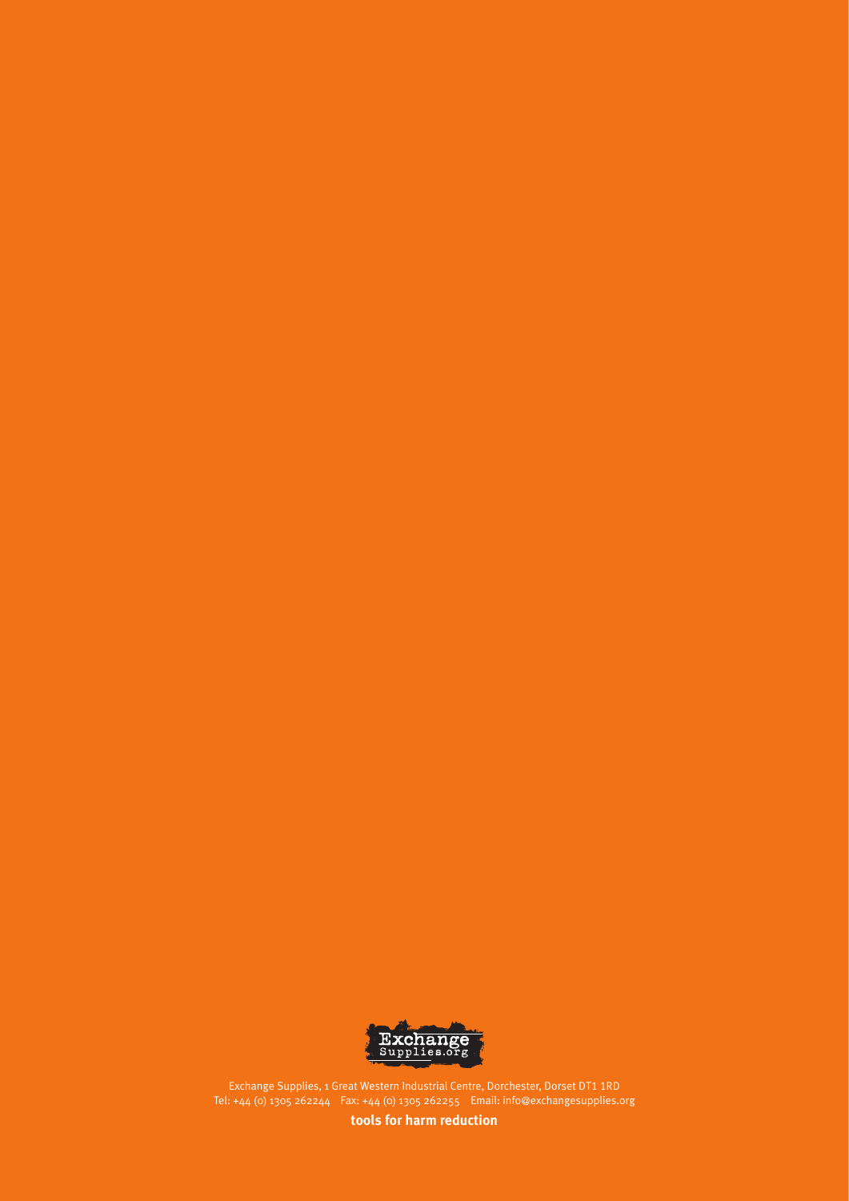Exchange Supplies.org

Exchange Supplies, 1 Great Western Industrial Centre, Dorchester, Dorset DT1 1RD
Tel: +44 (0) 1305 262244 Fax: +44 (0) 1305 262255 Email: info@exchangesupplies.org

**tools for harm reduction**